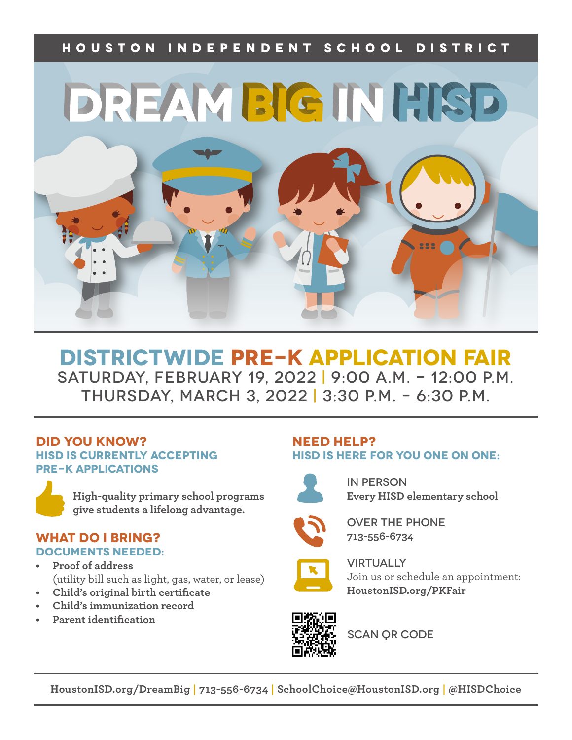HOUSTON INDEPENDENT SCHOOL DISTRICT

# DREAM BIG IN HISD

## DISTRICTWIDE PRE-K APPLICATION FAIR

SATURDAY, FEBRUARY 19, 2022 | 9:00 A.M. – 12:00 P.M.
THURSDAY, MARCH 3, 2022 | 3:30 P.M. – 6:30 P.M.

### DID YOU KNOW?

**HISD IS CURRENTLY ACCEPTING PRE-K APPLICATIONS**

**High-quality primary school programs give students a lifelong advantage.**

### WHAT DO I BRING?

**DOCUMENTS NEEDED:**

- **Proof of address** (utility bill such as light, gas, water, or lease)
- **Child's original birth certificate**
- **Child's immunization record**
- **Parent identification**

### NEED HELP?

**HISD IS HERE FOR YOU ONE ON ONE:**

IN PERSON
**Every HISD elementary school**

OVER THE PHONE
**713-556-6734**

VIRTUALLY
Join us or schedule an appointment:
**HoustonISD.org/PKFair**

SCAN QR CODE

**HoustonISD.org/DreamBig | 713-556-6734 | SchoolChoice@HoustonISD.org | @HISDChoice**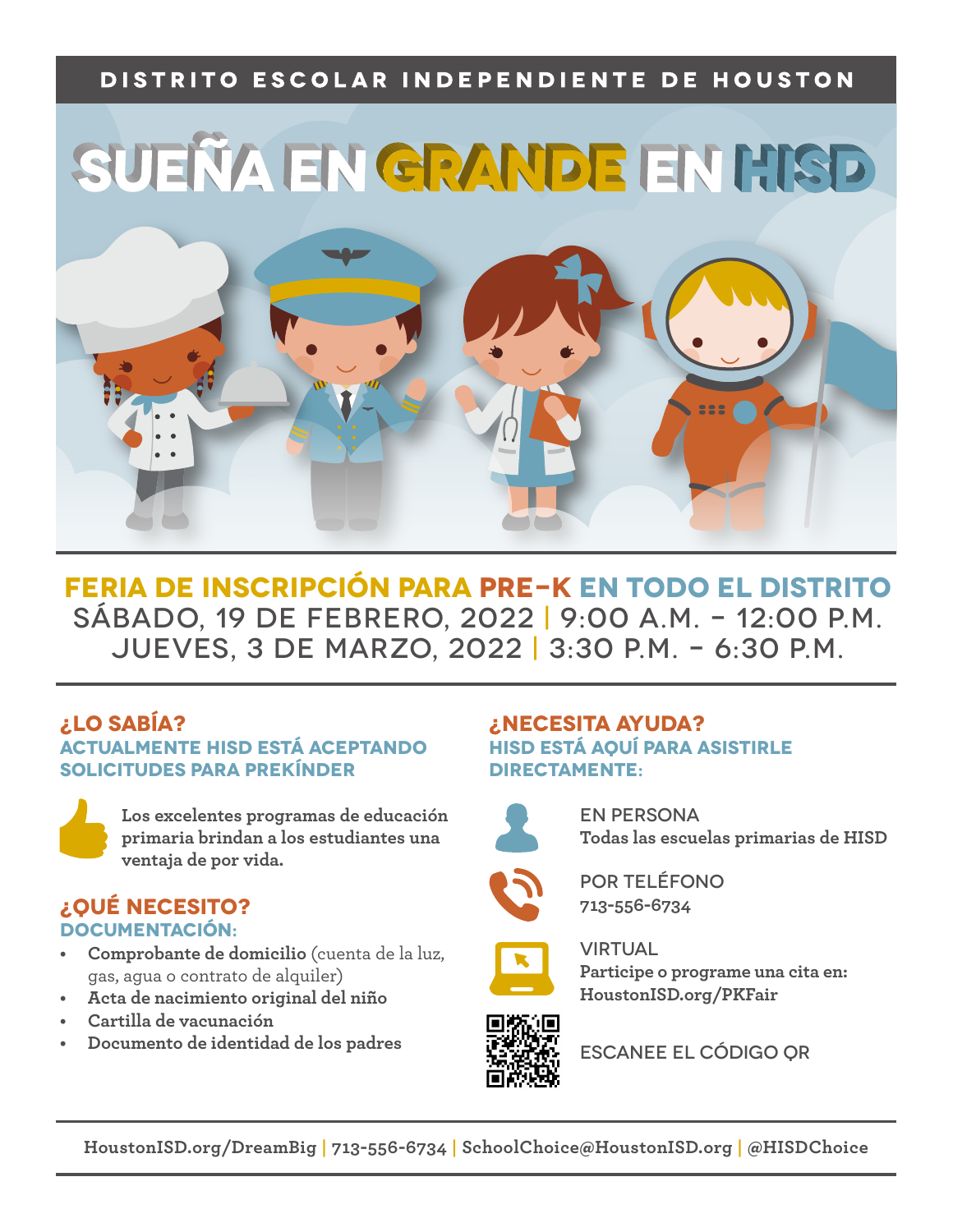DISTRITO ESCOLAR INDEPENDIENTE DE HOUSTON

# SUEÑA EN GRANDE EN HISD

## FERIA DE INSCRIPCIÓN PARA PRE-K EN TODO EL DISTRITO

SÁBADO, 19 DE FEBRERO, 2022 | 9:00 A.M. – 12:00 P.M.
JUEVES, 3 DE MARZO, 2022 | 3:30 P.M. – 6:30 P.M.

### ¿LO SABÍA?

**ACTUALMENTE HISD ESTÁ ACEPTANDO SOLICITUDES PARA PREKÍNDER**

**Los excelentes programas de educación primaria brindan a los estudiantes una ventaja de por vida.**

### ¿QUÉ NECESITO?

**DOCUMENTACIÓN:**

- **Comprobante de domicilio** (cuenta de la luz, gas, agua o contrato de alquiler)
- **Acta de nacimiento original del niño**
- **Cartilla de vacunación**
- **Documento de identidad de los padres**

### ¿NECESITA AYUDA?

**HISD ESTÁ AQUÍ PARA ASISTIRLE DIRECTAMENTE:**

EN PERSONA
**Todas las escuelas primarias de HISD**

POR TELÉFONO
**713-556-6734**

VIRTUAL
**Participe o programe una cita en: HoustonISD.org/PKFair**

ESCANEE EL CÓDIGO QR

**HoustonISD.org/DreamBig | 713-556-6734 | SchoolChoice@HoustonISD.org | @HISDChoice**